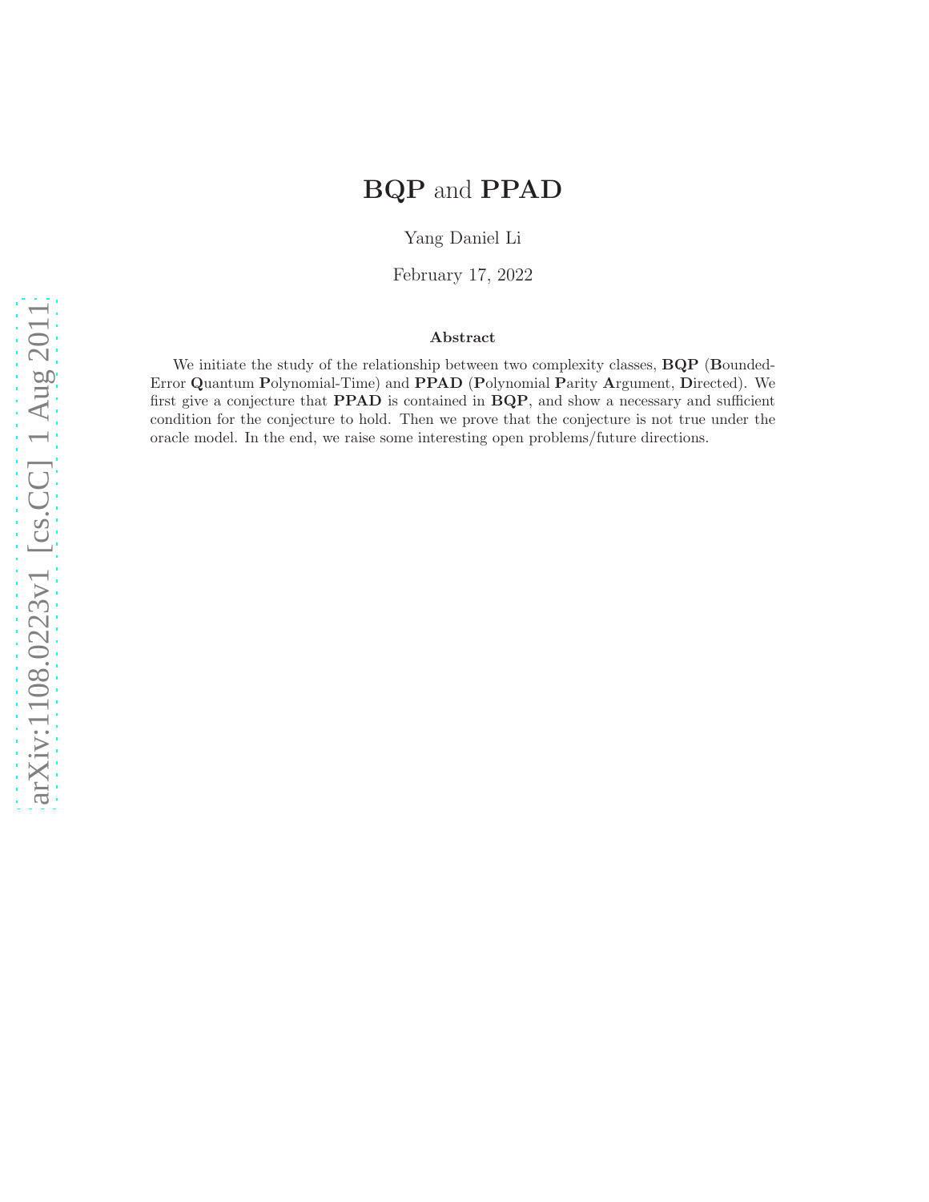# **BQP** and **PPAD**

Yang Daniel Li

February 17, 2022

### Abstract

We initiate the study of the relationship between two complexity classes, **BQP** (**B**ounded-Error **Q**uantum **P**olynomial-Time) and **PPAD** (**P**olynomial **P**arity **A**rgument, **D**irected). We first give a conjecture that **PPAD** is contained in **BQP**, and show a necessary and sufficient condition for the conjecture to hold. Then we prove that the conjecture is not true under the oracle model. In the end, we raise some interesting open problems/future directions.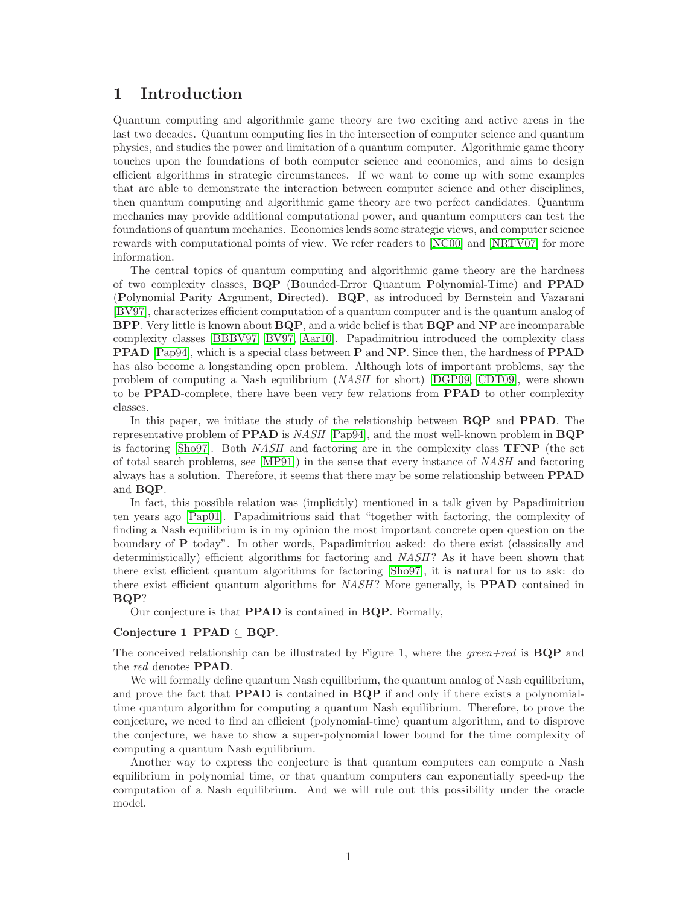# 1 Introduction

Quantum computing and algorithmic game theory are two exciting and active areas in the last two decades. Quantum computing lies in the intersection of computer science and quantum physics, and studies the power and limitation of a quantum computer. Algorithmic game theory touches upon the foundations of both computer science and economics, and aims to design efficient algorithms in strategic circumstances. If we want to come up with some examples that are able to demonstrate the interaction between computer science and other disciplines, then quantum computing and algorithmic game theory are two perfect candidates. Quantum mechanics may provide additional computational power, and quantum computers can test the foundations of quantum mechanics. Economics lends some strategic views, and computer science rewards with computational points of view. We refer readers to [NC00] and [NRTV07] for more information.

The central topics of quantum computing and algorithmic game theory are the hardness of two complexity classes, **BQP** (**B**ounded-Error **Q**uantum **P**olynomial-Time) and **PPAD** (**P**olynomial **P**arity **A**rgument, **D**irected). **BQP**, as introduced by Bernstein and Vazarani [BV97], characterizes efficient computation of a quantum computer and is the quantum analog of **BPP**. Very little is known about **BQP**, and a wide belief is that **BQP** and **NP** are incomparable complexity classes [BBBV97, BV97, Aar10]. Papadimitriou introduced the complexity class **PPAD** [Pap94], which is a special class between **P** and **NP**. Since then, the hardness of **PPAD** has also become a longstanding open problem. Although lots of important problems, say the problem of computing a Nash equilibrium (*NASH* for short) [DGP09, CDT09], were shown to be **PPAD**-complete, there have been very few relations from **PPAD** to other complexity classes.

In this paper, we initiate the study of the relationship between **BQP** and **PPAD**. The representative problem of **PPAD** is *NASH* [Pap94], and the most well-known problem in **BQP** is factoring [Sho97]. Both *NASH* and factoring are in the complexity class **TFNP** (the set of total search problems, see [MP91]) in the sense that every instance of *NASH* and factoring always has a solution. Therefore, it seems that there may be some relationship between **PPAD** and **BQP**.

In fact, this possible relation was (implicitly) mentioned in a talk given by Papadimitriou ten years ago [Pap01]. Papadimitrious said that "together with factoring, the complexity of finding a Nash equilibrium is in my opinion the most important concrete open question on the boundary of **P** today". In other words, Papadimitriou asked: do there exist (classically and deterministically) efficient algorithms for factoring and *NASH*? As it have been shown that there exist efficient quantum algorithms for factoring [Sho97], it is natural for us to ask: do there exist efficient quantum algorithms for *NASH*? More generally, is **PPAD** contained in **BQP**?

Our conjecture is that **PPAD** is contained in **BQP**. Formally,

**Conjecture 1** **PPAD** $\subseteq$ **BQP**.

The conceived relationship can be illustrated by Figure 1, where the *green+red* is **BQP** and the *red* denotes **PPAD**.

We will formally define quantum Nash equilibrium, the quantum analog of Nash equilibrium, and prove the fact that **PPAD** is contained in **BQP** if and only if there exists a polynomial-time quantum algorithm for computing a quantum Nash equilibrium. Therefore, to prove the conjecture, we need to find an efficient (polynomial-time) quantum algorithm, and to disprove the conjecture, we have to show a super-polynomial lower bound for the time complexity of computing a quantum Nash equilibrium.

Another way to express the conjecture is that quantum computers can compute a Nash equilibrium in polynomial time, or that quantum computers can exponentially speed-up the computation of a Nash equilibrium. And we will rule out this possibility under the oracle model.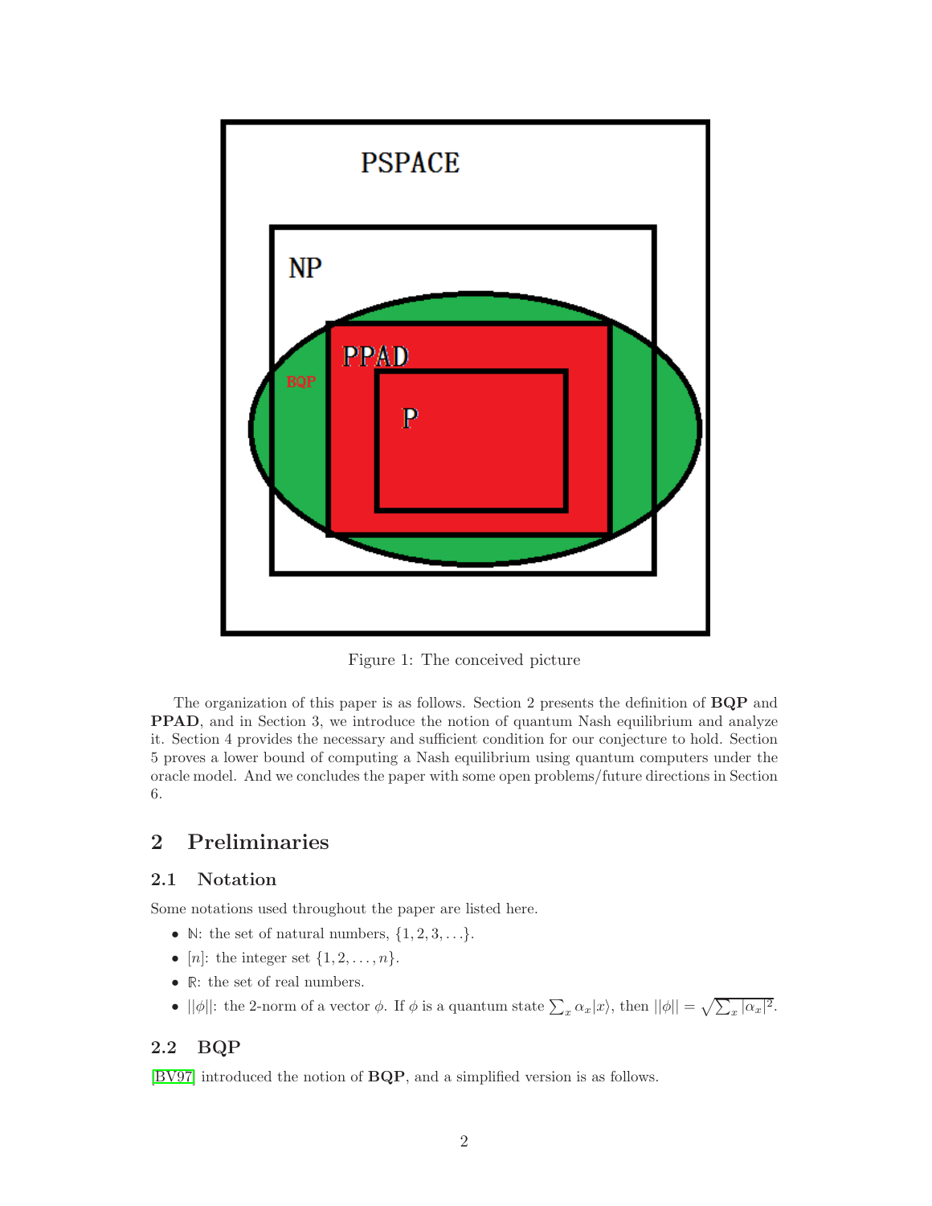Figure 1: The conceived picture

The organization of this paper is as follows. Section 2 presents the definition of **BQP** and **PPAD**, and in Section 3, we introduce the notion of quantum Nash equilibrium and analyze it. Section 4 provides the necessary and sufficient condition for our conjecture to hold. Section 5 proves a lower bound of computing a Nash equilibrium using quantum computers under the oracle model. And we concludes the paper with some open problems/future directions in Section 6.

## 2 Preliminaries

### 2.1 Notation

Some notations used throughout the paper are listed here.

- $\mathbb{N}$: the set of natural numbers, $\{1, 2, 3, \ldots\}$.
- $[n]$: the integer set $\{1, 2, \ldots, n\}$.
- $\mathbb{R}$: the set of real numbers.
- $||\phi||$: the 2-norm of a vector $\phi$. If $\phi$ is a quantum state $\sum_x \alpha_x |x\rangle$, then $||\phi|| = \sqrt{\sum_x |\alpha_x|^2}$.

### 2.2 BQP

[BV97] introduced the notion of **BQP**, and a simplified version is as follows.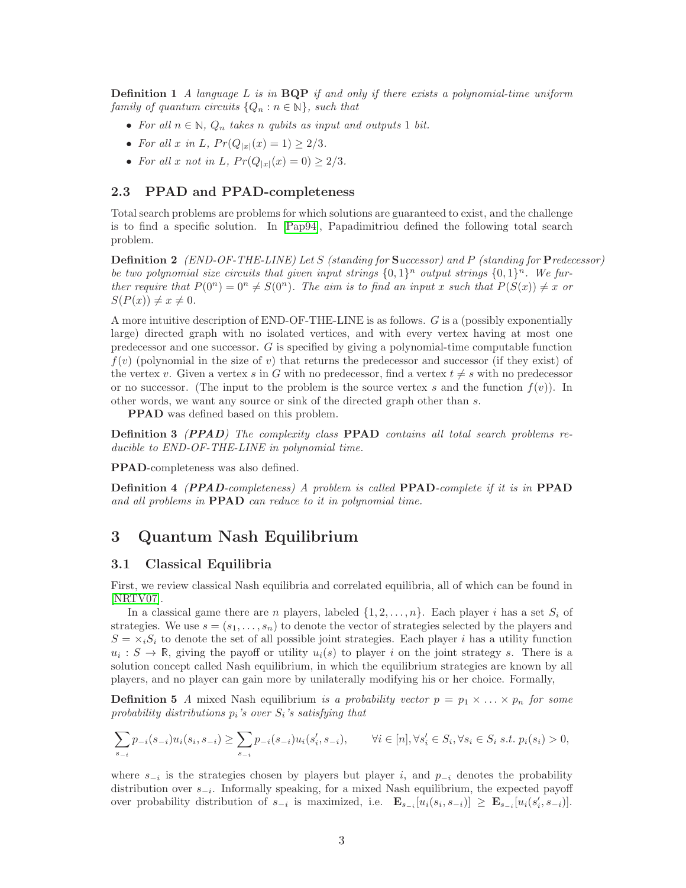**Definition 1** *A language $L$ is in* **BQP** *if and only if there exists a polynomial-time uniform family of quantum circuits $\{Q_n : n \in \mathbb{N}\}$, such that*

- *For all $n \in \mathbb{N}$, $Q_n$ takes $n$ qubits as input and outputs 1 bit.*
- *For all $x$ in $L$, $Pr(Q_{|x|}(x) = 1) \geq 2/3$.*
- *For all $x$ not in $L$, $Pr(Q_{|x|}(x) = 0) \geq 2/3$.*

### 2.3 PPAD and PPAD-completeness

Total search problems are problems for which solutions are guaranteed to exist, and the challenge is to find a specific solution. In [Pap94], Papadimitriou defined the following total search problem.

**Definition 2** *(END-OF-THE-LINE) Let $S$ (standing for* **S***uccessor) and $P$ (standing for* **P***redecessor) be two polynomial size circuits that given input strings $\{0,1\}^n$ output strings $\{0,1\}^n$. We further require that $P(0^n) = 0^n \neq S(0^n)$. The aim is to find an input $x$ such that $P(S(x)) \neq x$ or $S(P(x)) \neq x \neq 0$.*

A more intuitive description of END-OF-THE-LINE is as follows. $G$ is a (possibly exponentially large) directed graph with no isolated vertices, and with every vertex having at most one predecessor and one successor. $G$ is specified by giving a polynomial-time computable function $f(v)$ (polynomial in the size of $v$) that returns the predecessor and successor (if they exist) of the vertex $v$. Given a vertex $s$ in $G$ with no predecessor, find a vertex $t \neq s$ with no predecessor or no successor. (The input to the problem is the source vertex $s$ and the function $f(v)$). In other words, we want any source or sink of the directed graph other than $s$.

**PPAD** was defined based on this problem.

**Definition 3** ***(PPAD)*** *The complexity class* **PPAD** *contains all total search problems reducible to END-OF-THE-LINE in polynomial time.*

**PPAD**-completeness was also defined.

**Definition 4** ***(PPAD-completeness)*** *A problem is called* **PPAD***-complete if it is in* **PPAD** *and all problems in* **PPAD** *can reduce to it in polynomial time.*

## 3 Quantum Nash Equilibrium

### 3.1 Classical Equilibria

First, we review classical Nash equilibria and correlated equilibria, all of which can be found in [NRTV07].

In a classical game there are $n$ players, labeled $\{1, 2, \ldots, n\}$. Each player $i$ has a set $S_i$ of strategies. We use $s = (s_1, \ldots, s_n)$ to denote the vector of strategies selected by the players and $S = \times_i S_i$ to denote the set of all possible joint strategies. Each player $i$ has a utility function $u_i : S \to \mathbb{R}$, giving the payoff or utility $u_i(s)$ to player $i$ on the joint strategy $s$. There is a solution concept called Nash equilibrium, in which the equilibrium strategies are known by all players, and no player can gain more by unilaterally modifying his or her choice. Formally,

**Definition 5** *A* mixed Nash equilibrium *is a probability vector $p = p_1 \times \ldots \times p_n$ for some probability distributions $p_i$'s over $S_i$'s satisfying that*

$$\sum_{s_{-i}} p_{-i}(s_{-i}) u_i(s_i, s_{-i}) \geq \sum_{s_{-i}} p_{-i}(s_{-i}) u_i(s'_i, s_{-i}), \qquad \forall i \in [n], \forall s'_i \in S_i, \forall s_i \in S_i \text{ s.t. } p_i(s_i) > 0,$$

where $s_{-i}$ is the strategies chosen by players but player $i$, and $p_{-i}$ denotes the probability distribution over $s_{-i}$. Informally speaking, for a mixed Nash equilibrium, the expected payoff over probability distribution of $s_{-i}$ is maximized, i.e. $\mathbf{E}_{s_{-i}}[u_i(s_i, s_{-i})] \geq \mathbf{E}_{s_{-i}}[u_i(s'_i, s_{-i})]$.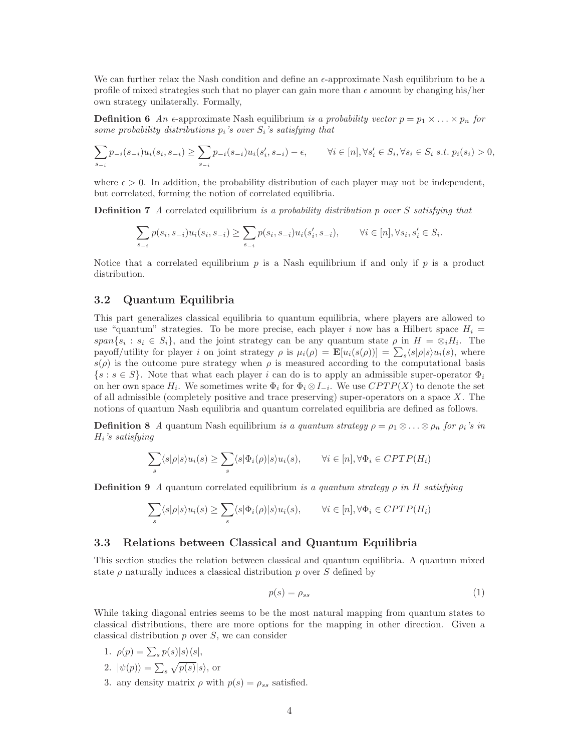We can further relax the Nash condition and define an $\epsilon$-approximate Nash equilibrium to be a profile of mixed strategies such that no player can gain more than $\epsilon$ amount by changing his/her own strategy unilaterally. Formally,

**Definition 6** *An* $\epsilon$-approximate Nash equilibrium *is a probability vector $p = p_1 \times \ldots \times p_n$ for some probability distributions $p_i$'s over $S_i$'s satisfying that*

$$\sum_{s_{-i}} p_{-i}(s_{-i}) u_i(s_i, s_{-i}) \geq \sum_{s_{-i}} p_{-i}(s_{-i}) u_i(s'_i, s_{-i}) - \epsilon, \qquad \forall i \in [n], \forall s'_i \in S_i, \forall s_i \in S_i \ s.t.\ p_i(s_i) > 0,$$

where $\epsilon > 0$. In addition, the probability distribution of each player may not be independent, but correlated, forming the notion of correlated equilibria.

**Definition 7** *A* correlated equilibrium *is a probability distribution $p$ over $S$ satisfying that*

$$\sum_{s_{-i}} p(s_i, s_{-i}) u_i(s_i, s_{-i}) \geq \sum_{s_{-i}} p(s_i, s_{-i}) u_i(s'_i, s_{-i}), \qquad \forall i \in [n], \forall s_i, s'_i \in S_i.$$

Notice that a correlated equilibrium $p$ is a Nash equilibrium if and only if $p$ is a product distribution.

## 3.2 Quantum Equilibria

This part generalizes classical equilibria to quantum equilibria, where players are allowed to use "quantum" strategies. To be more precise, each player $i$ now has a Hilbert space $H_i = span\{s_i : s_i \in S_i\}$, and the joint strategy can be any quantum state $\rho$ in $H = \otimes_i H_i$. The payoff/utility for player $i$ on joint strategy $\rho$ is $\mu_i(\rho) = \mathbf{E}[u_i(s(\rho))] = \sum_s \langle s|\rho|s\rangle u_i(s)$, where $s(\rho)$ is the outcome pure strategy when $\rho$ is measured according to the computational basis $\{s : s \in S\}$. Note that what each player $i$ can do is to apply an admissible super-operator $\Phi_i$ on her own space $H_i$. We sometimes write $\Phi_i$ for $\Phi_i \otimes I_{-i}$. We use $CPTP(X)$ to denote the set of all admissible (completely positive and trace preserving) super-operators on a space $X$. The notions of quantum Nash equilibria and quantum correlated equilibria are defined as follows.

**Definition 8** *A* quantum Nash equilibrium *is a quantum strategy $\rho = \rho_1 \otimes \ldots \otimes \rho_n$ for $\rho_i$'s in $H_i$'s satisfying*

$$\sum_s \langle s|\rho|s\rangle u_i(s) \geq \sum_s \langle s|\Phi_i(\rho)|s\rangle u_i(s), \qquad \forall i \in [n], \forall \Phi_i \in CPTP(H_i)$$

**Definition 9** *A* quantum correlated equilibrium *is a quantum strategy $\rho$ in $H$ satisfying*

$$\sum_s \langle s|\rho|s\rangle u_i(s) \geq \sum_s \langle s|\Phi_i(\rho)|s\rangle u_i(s), \qquad \forall i \in [n], \forall \Phi_i \in CPTP(H_i)$$

## 3.3 Relations between Classical and Quantum Equilibria

This section studies the relation between classical and quantum equilibria. A quantum mixed state $\rho$ naturally induces a classical distribution $p$ over $S$ defined by

$$p(s) = \rho_{ss} \tag{1}$$

While taking diagonal entries seems to be the most natural mapping from quantum states to classical distributions, there are more options for the mapping in other direction. Given a classical distribution $p$ over $S$, we can consider

1. $\rho(p) = \sum_s p(s)|s\rangle\langle s|$,
2. $|\psi(p)\rangle = \sum_s \sqrt{p(s)}|s\rangle$, or
3. any density matrix $\rho$ with $p(s) = \rho_{ss}$ satisfied.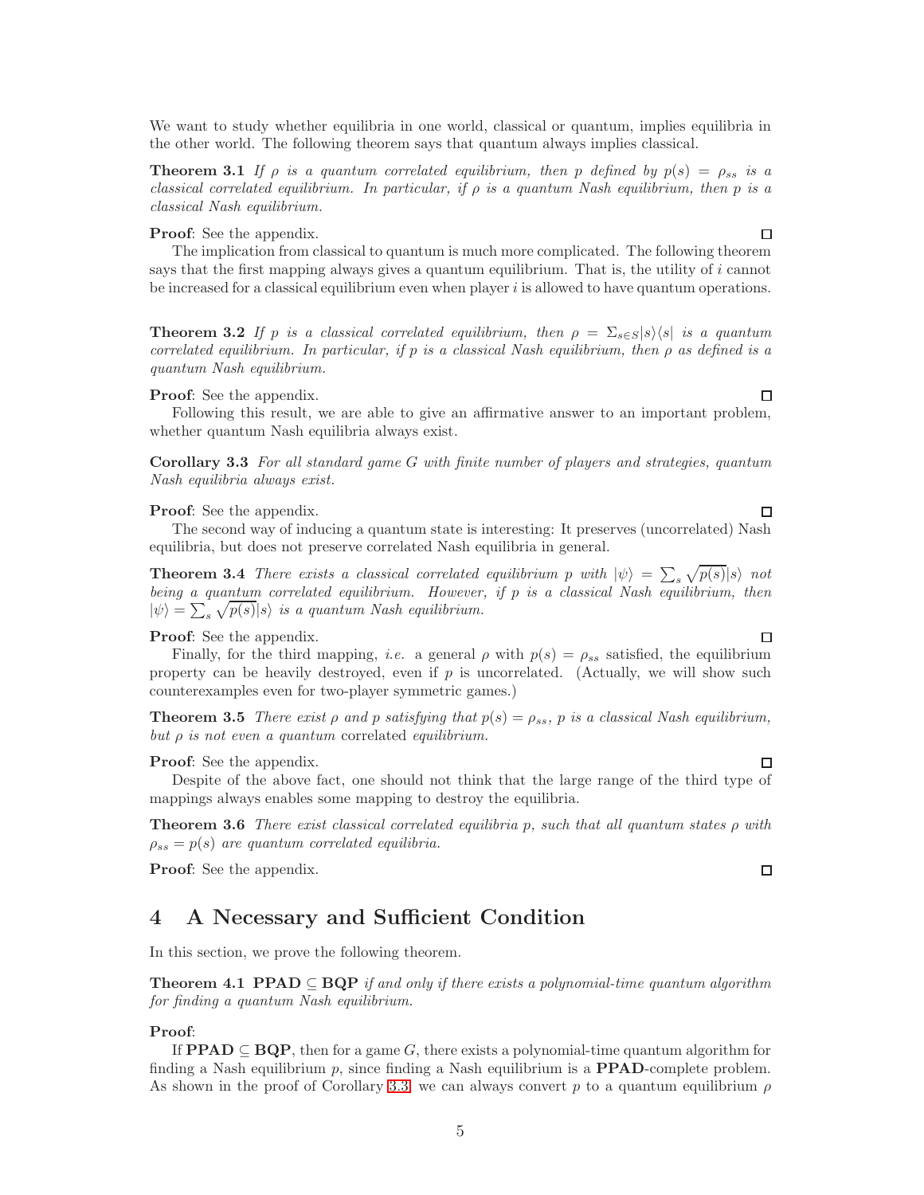We want to study whether equilibria in one world, classical or quantum, implies equilibria in the other world. The following theorem says that quantum always implies classical.

**Theorem 3.1** *If $\rho$ is a quantum correlated equilibrium, then $p$ defined by $p(s) = \rho_{ss}$ is a classical correlated equilibrium. In particular, if $\rho$ is a quantum Nash equilibrium, then $p$ is a classical Nash equilibrium.*

**Proof**: See the appendix. □

The implication from classical to quantum is much more complicated. The following theorem says that the first mapping always gives a quantum equilibrium. That is, the utility of $i$ cannot be increased for a classical equilibrium even when player $i$ is allowed to have quantum operations.

**Theorem 3.2** *If $p$ is a classical correlated equilibrium, then $\rho = \Sigma_{s \in S} |s\rangle\langle s|$ is a quantum correlated equilibrium. In particular, if $p$ is a classical Nash equilibrium, then $\rho$ as defined is a quantum Nash equilibrium.*

**Proof**: See the appendix. □

Following this result, we are able to give an affirmative answer to an important problem, whether quantum Nash equilibria always exist.

**Corollary 3.3** *For all standard game $G$ with finite number of players and strategies, quantum Nash equilibria always exist.*

**Proof**: See the appendix. □

The second way of inducing a quantum state is interesting: It preserves (uncorrelated) Nash equilibria, but does not preserve correlated Nash equilibria in general.

**Theorem 3.4** *There exists a classical correlated equilibrium $p$ with $|\psi\rangle = \sum_s \sqrt{p(s)}|s\rangle$ not being a quantum correlated equilibrium. However, if $p$ is a classical Nash equilibrium, then $|\psi\rangle = \sum_s \sqrt{p(s)}|s\rangle$ is a quantum Nash equilibrium.*

**Proof**: See the appendix. □

Finally, for the third mapping, *i.e.* a general $\rho$ with $p(s) = \rho_{ss}$ satisfied, the equilibrium property can be heavily destroyed, even if $p$ is uncorrelated. (Actually, we will show such counterexamples even for two-player symmetric games.)

**Theorem 3.5** *There exist $\rho$ and $p$ satisfying that $p(s) = \rho_{ss}$, $p$ is a classical Nash equilibrium, but $\rho$ is not even a quantum* correlated *equilibrium.*

**Proof**: See the appendix. □

Despite of the above fact, one should not think that the large range of the third type of mappings always enables some mapping to destroy the equilibria.

**Theorem 3.6** *There exist classical correlated equilibria $p$, such that all quantum states $\rho$ with $\rho_{ss} = p(s)$ are quantum correlated equilibria.*

**Proof**: See the appendix. □

# 4 A Necessary and Sufficient Condition

In this section, we prove the following theorem.

**Theorem 4.1** **PPAD** $\subseteq$ **BQP** *if and only if there exists a polynomial-time quantum algorithm for finding a quantum Nash equilibrium.*

**Proof**:

If **PPAD** $\subseteq$ **BQP**, then for a game $G$, there exists a polynomial-time quantum algorithm for finding a Nash equilibrium $p$, since finding a Nash equilibrium is a **PPAD**-complete problem. As shown in the proof of Corollary 3.3, we can always convert $p$ to a quantum equilibrium $\rho$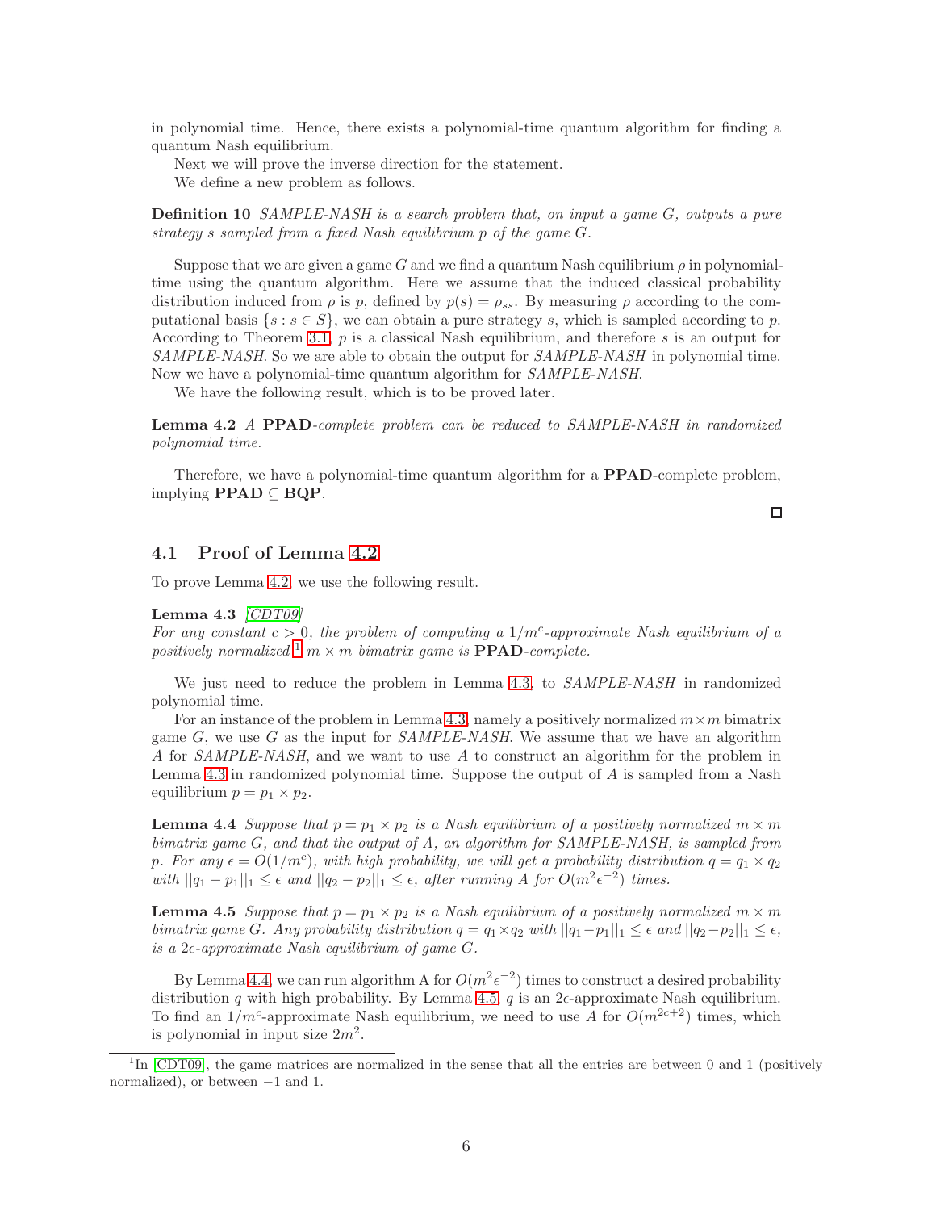in polynomial time. Hence, there exists a polynomial-time quantum algorithm for finding a quantum Nash equilibrium.

Next we will prove the inverse direction for the statement.

We define a new problem as follows.

**Definition 10** *SAMPLE-NASH is a search problem that, on input a game $G$, outputs a pure strategy $s$ sampled from a fixed Nash equilibrium $p$ of the game $G$.*

Suppose that we are given a game $G$ and we find a quantum Nash equilibrium $\rho$ in polynomial-time using the quantum algorithm. Here we assume that the induced classical probability distribution induced from $\rho$ is $p$, defined by $p(s) = \rho_{ss}$. By measuring $\rho$ according to the computational basis $\{s : s \in S\}$, we can obtain a pure strategy $s$, which is sampled according to $p$. According to Theorem 3.1, $p$ is a classical Nash equilibrium, and therefore $s$ is an output for *SAMPLE-NASH*. So we are able to obtain the output for *SAMPLE-NASH* in polynomial time. Now we have a polynomial-time quantum algorithm for *SAMPLE-NASH*.

We have the following result, which is to be proved later.

**Lemma 4.2** *A* **PPAD***-complete problem can be reduced to SAMPLE-NASH in randomized polynomial time.*

Therefore, we have a polynomial-time quantum algorithm for a **PPAD**-complete problem, implying **PPAD** $\subseteq$ **BQP**.

□

## 4.1 Proof of Lemma 4.2

To prove Lemma 4.2, we use the following result.

**Lemma 4.3** *[CDT09]*
*For any constant $c > 0$, the problem of computing a $1/m^c$-approximate Nash equilibrium of a positively normalized*[1] *$m \times m$ bimatrix game is* **PPAD***-complete.*

We just need to reduce the problem in Lemma 4.3, to *SAMPLE-NASH* in randomized polynomial time.

For an instance of the problem in Lemma 4.3, namely a positively normalized $m \times m$ bimatrix game $G$, we use $G$ as the input for *SAMPLE-NASH*. We assume that we have an algorithm $A$ for *SAMPLE-NASH*, and we want to use $A$ to construct an algorithm for the problem in Lemma 4.3 in randomized polynomial time. Suppose the output of $A$ is sampled from a Nash equilibrium $p = p_1 \times p_2$.

**Lemma 4.4** *Suppose that $p = p_1 \times p_2$ is a Nash equilibrium of a positively normalized $m \times m$ bimatrix game $G$, and that the output of $A$, an algorithm for SAMPLE-NASH, is sampled from $p$. For any $\epsilon = O(1/m^c)$, with high probability, we will get a probability distribution $q = q_1 \times q_2$ with $||q_1 - p_1||_1 \leq \epsilon$ and $||q_2 - p_2||_1 \leq \epsilon$, after running $A$ for $O(m^2\epsilon^{-2})$ times.*

**Lemma 4.5** *Suppose that $p = p_1 \times p_2$ is a Nash equilibrium of a positively normalized $m \times m$ bimatrix game $G$. Any probability distribution $q = q_1 \times q_2$ with $||q_1 - p_1||_1 \leq \epsilon$ and $||q_2 - p_2||_1 \leq \epsilon$, is a $2\epsilon$-approximate Nash equilibrium of game $G$.*

By Lemma 4.4, we can run algorithm A for $O(m^2\epsilon^{-2})$ times to construct a desired probability distribution $q$ with high probability. By Lemma 4.5, $q$ is an $2\epsilon$-approximate Nash equilibrium. To find an $1/m^c$-approximate Nash equilibrium, we need to use $A$ for $O(m^{2c+2})$ times, which is polynomial in input size $2m^2$.

[1] In [CDT09], the game matrices are normalized in the sense that all the entries are between 0 and 1 (positively normalized), or between $-1$ and 1.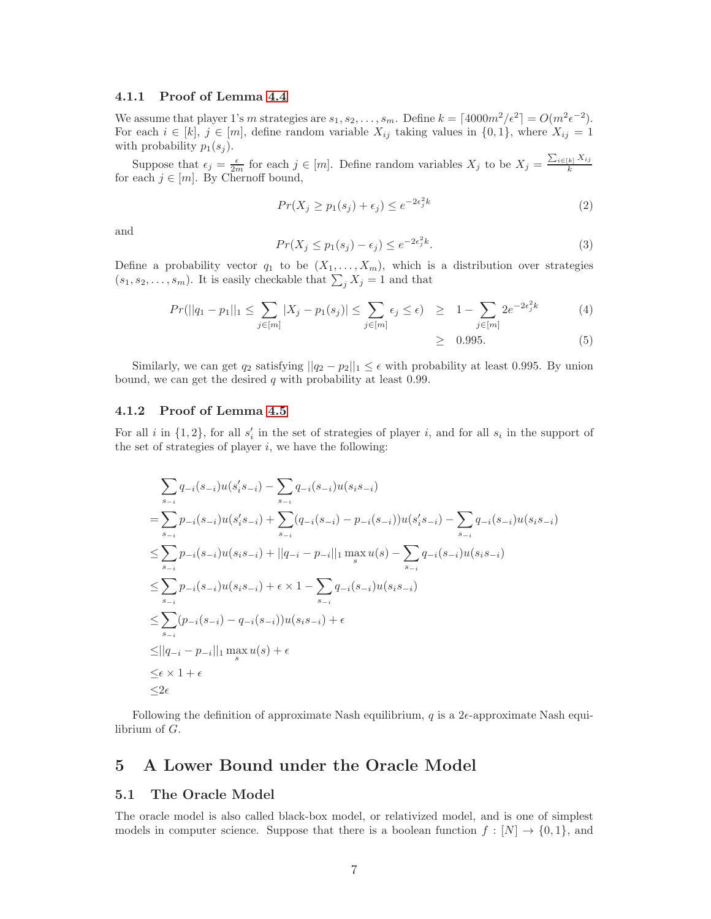### 4.1.1 Proof of Lemma 4.4

We assume that player 1's $m$ strategies are $s_1, s_2, \ldots, s_m$. Define $k = \lceil 4000m^2/\epsilon^2 \rceil = O(m^2\epsilon^{-2})$. For each $i \in [k]$, $j \in [m]$, define random variable $X_{ij}$ taking values in $\{0, 1\}$, where $X_{ij} = 1$ with probability $p_1(s_j)$.

Suppose that $\epsilon_j = \frac{\epsilon}{2m}$ for each $j \in [m]$. Define random variables $X_j$ to be $X_j = \frac{\sum_{i \in [k]} X_{ij}}{k}$ for each $j \in [m]$. By Chernoff bound,

$$Pr(X_j \geq p_1(s_j) + \epsilon_j) \leq e^{-2\epsilon_j^2 k} \tag{2}$$

and

$$Pr(X_j \leq p_1(s_j) - \epsilon_j) \leq e^{-2\epsilon_j^2 k}. \tag{3}$$

Define a probability vector $q_1$ to be $(X_1, \ldots, X_m)$, which is a distribution over strategies $(s_1, s_2, \ldots, s_m)$. It is easily checkable that $\sum_j X_j = 1$ and that

$$\begin{aligned} Pr(||q_1 - p_1||_1 \leq \sum_{j \in [m]} |X_j - p_1(s_j)| \leq \sum_{j \in [m]} \epsilon_j \leq \epsilon) &\geq 1 - \sum_{j \in [m]} 2e^{-2\epsilon_j^2 k} &(4)\\ &\geq 0.995. &(5) \end{aligned}$$

Similarly, we can get $q_2$ satisfying $||q_2 - p_2||_1 \leq \epsilon$ with probability at least 0.995. By union bound, we can get the desired $q$ with probability at least 0.99.

### 4.1.2 Proof of Lemma 4.5

For all $i$ in $\{1, 2\}$, for all $s'_i$ in the set of strategies of player $i$, and for all $s_i$ in the support of the set of strategies of player $i$, we have the following:

$$\begin{aligned}
&\sum_{s_{-i}} q_{-i}(s_{-i})u(s'_i s_{-i}) - \sum_{s_{-i}} q_{-i}(s_{-i})u(s_i s_{-i}) \\
=&\sum_{s_{-i}} p_{-i}(s_{-i})u(s'_i s_{-i}) + \sum_{s_{-i}} (q_{-i}(s_{-i}) - p_{-i}(s_{-i}))u(s'_i s_{-i}) - \sum_{s_{-i}} q_{-i}(s_{-i})u(s_i s_{-i}) \\
\leq&\sum_{s_{-i}} p_{-i}(s_{-i})u(s_i s_{-i}) + ||q_{-i} - p_{-i}||_1 \max_s u(s) - \sum_{s_{-i}} q_{-i}(s_{-i})u(s_i s_{-i}) \\
\leq&\sum_{s_{-i}} p_{-i}(s_{-i})u(s_i s_{-i}) + \epsilon \times 1 - \sum_{s_{-i}} q_{-i}(s_{-i})u(s_i s_{-i}) \\
\leq&\sum_{s_{-i}} (p_{-i}(s_{-i}) - q_{-i}(s_{-i}))u(s_i s_{-i}) + \epsilon \\
\leq&||q_{-i} - p_{-i}||_1 \max_s u(s) + \epsilon \\
\leq&\epsilon \times 1 + \epsilon \\
\leq&2\epsilon
\end{aligned}$$

Following the definition of approximate Nash equilibrium, $q$ is a $2\epsilon$-approximate Nash equilibrium of $G$.

## 5 A Lower Bound under the Oracle Model

### 5.1 The Oracle Model

The oracle model is also called black-box model, or relativized model, and is one of simplest models in computer science. Suppose that there is a boolean function $f : [N] \to \{0, 1\}$, and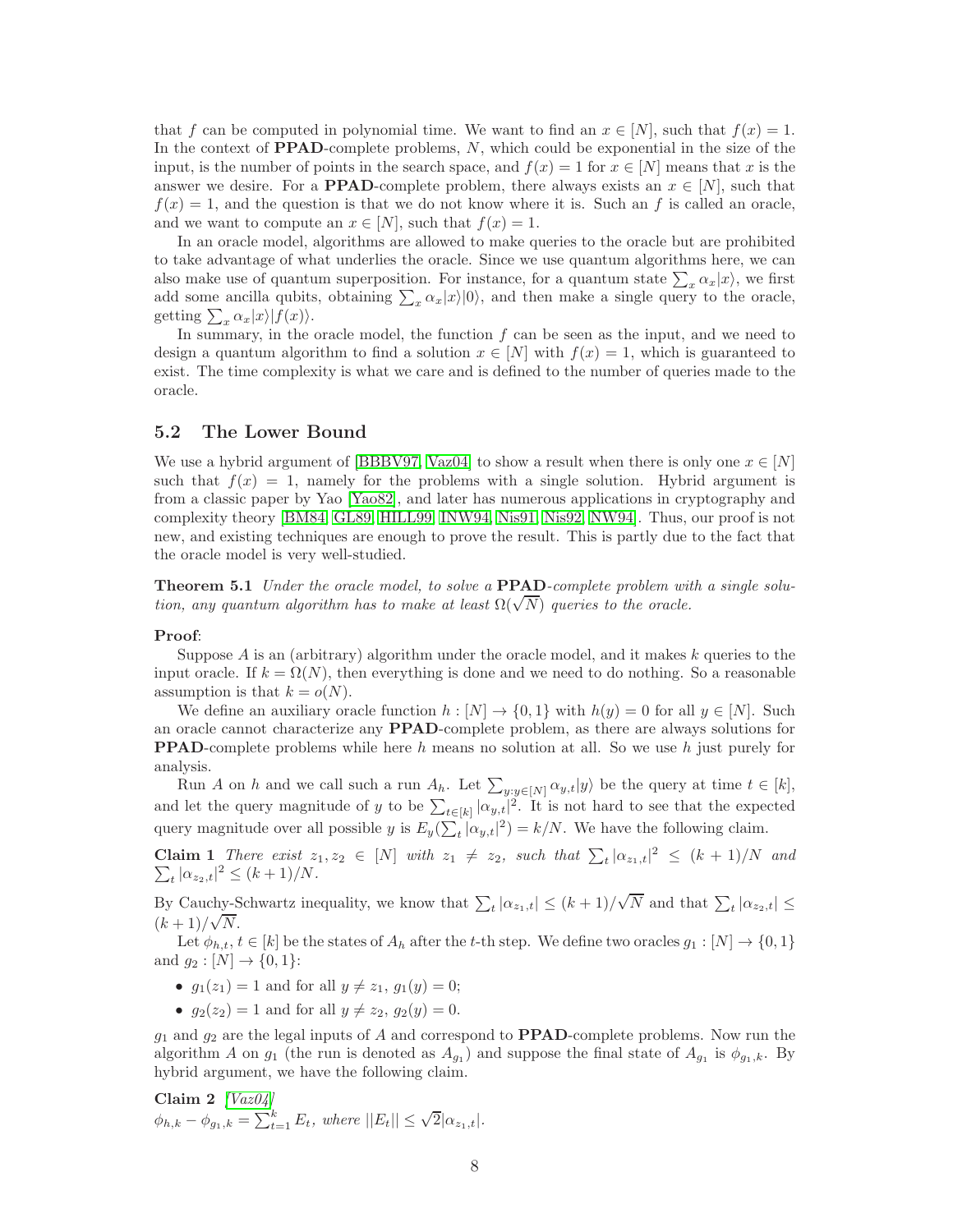that $f$ can be computed in polynomial time. We want to find an $x \in [N]$, such that $f(x) = 1$. In the context of **PPAD**-complete problems, $N$, which could be exponential in the size of the input, is the number of points in the search space, and $f(x) = 1$ for $x \in [N]$ means that $x$ is the answer we desire. For a **PPAD**-complete problem, there always exists an $x \in [N]$, such that $f(x) = 1$, and the question is that we do not know where it is. Such an $f$ is called an oracle, and we want to compute an $x \in [N]$, such that $f(x) = 1$.

In an oracle model, algorithms are allowed to make queries to the oracle but are prohibited to take advantage of what underlies the oracle. Since we use quantum algorithms here, we can also make use of quantum superposition. For instance, for a quantum state $\sum_x \alpha_x |x\rangle$, we first add some ancilla qubits, obtaining $\sum_x \alpha_x |x\rangle|0\rangle$, and then make a single query to the oracle, getting $\sum_x \alpha_x |x\rangle|f(x)\rangle$.

In summary, in the oracle model, the function $f$ can be seen as the input, and we need to design a quantum algorithm to find a solution $x \in [N]$ with $f(x) = 1$, which is guaranteed to exist. The time complexity is what we care and is defined to the number of queries made to the oracle.

## 5.2 The Lower Bound

We use a hybrid argument of [BBBV97, Vaz04] to show a result when there is only one $x \in [N]$ such that $f(x) = 1$, namely for the problems with a single solution. Hybrid argument is from a classic paper by Yao [Yao82], and later has numerous applications in cryptography and complexity theory [BM84, GL89, HILL99, INW94, Nis91, Nis92, NW94]. Thus, our proof is not new, and existing techniques are enough to prove the result. This is partly due to the fact that the oracle model is very well-studied.

**Theorem 5.1** *Under the oracle model, to solve a* **PPAD***-complete problem with a single solution, any quantum algorithm has to make at least $\Omega(\sqrt{N})$ queries to the oracle.*

**Proof**:

Suppose $A$ is an (arbitrary) algorithm under the oracle model, and it makes $k$ queries to the input oracle. If $k = \Omega(N)$, then everything is done and we need to do nothing. So a reasonable assumption is that $k = o(N)$.

We define an auxiliary oracle function $h : [N] \to \{0, 1\}$ with $h(y) = 0$ for all $y \in [N]$. Such an oracle cannot characterize any **PPAD**-complete problem, as there are always solutions for **PPAD**-complete problems while here $h$ means no solution at all. So we use $h$ just purely for analysis.

Run $A$ on $h$ and we call such a run $A_h$. Let $\sum_{y:y\in[N]} \alpha_{y,t}|y\rangle$ be the query at time $t \in [k]$, and let the query magnitude of $y$ to be $\sum_{t\in[k]} |\alpha_{y,t}|^2$. It is not hard to see that the expected query magnitude over all possible $y$ is $E_y(\sum_t |\alpha_{y,t}|^2) = k/N$. We have the following claim.

**Claim 1** *There exist $z_1, z_2 \in [N]$ with $z_1 \neq z_2$, such that $\sum_t |\alpha_{z_1,t}|^2 \leq (k+1)/N$ and $\sum_t |\alpha_{z_2,t}|^2 \leq (k+1)/N$.*

By Cauchy-Schwartz inequality, we know that $\sum_t |\alpha_{z_1,t}| \leq (k+1)/\sqrt{N}$ and that $\sum_t |\alpha_{z_2,t}| \leq (k+1)/\sqrt{N}$.

Let $\phi_{h,t}$, $t \in [k]$ be the states of $A_h$ after the $t$-th step. We define two oracles $g_1 : [N] \to \{0, 1\}$ and $g_2 : [N] \to \{0, 1\}$:

- $g_1(z_1) = 1$ and for all $y \neq z_1$, $g_1(y) = 0$;
- $g_2(z_2) = 1$ and for all $y \neq z_2$, $g_2(y) = 0$.

$g_1$ and $g_2$ are the legal inputs of $A$ and correspond to **PPAD**-complete problems. Now run the algorithm $A$ on $g_1$ (the run is denoted as $A_{g_1}$) and suppose the final state of $A_{g_1}$ is $\phi_{g_1,k}$. By hybrid argument, we have the following claim.

**Claim 2** *[Vaz04]*
*$\phi_{h,k} - \phi_{g_1,k} = \sum_{t=1}^{k} E_t$, where $||E_t|| \leq \sqrt{2}|\alpha_{z_1,t}|$.*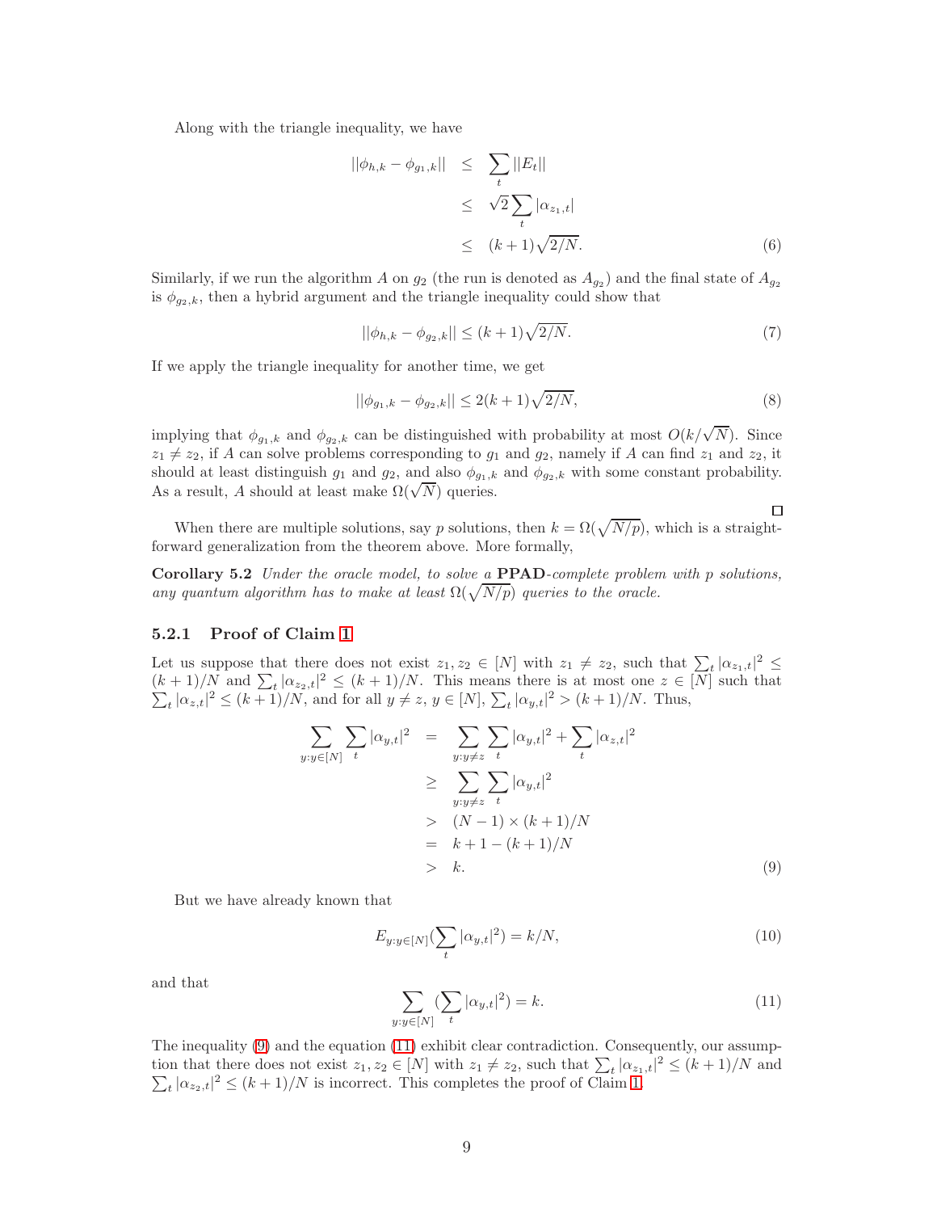Along with the triangle inequality, we have

$$
\begin{aligned}
||\phi_{h,k} - \phi_{g_1,k}|| &\leq \sum_t ||E_t|| \\
&\leq \sqrt{2} \sum_t |\alpha_{z_1,t}| \\
&\leq (k+1)\sqrt{2/N}. \qquad (6)
\end{aligned}
$$

Similarly, if we run the algorithm $A$ on $g_2$ (the run is denoted as $A_{g_2}$) and the final state of $A_{g_2}$ is $\phi_{g_2,k}$, then a hybrid argument and the triangle inequality could show that

$$
||\phi_{h,k} - \phi_{g_2,k}|| \leq (k+1)\sqrt{2/N}. \qquad (7)
$$

If we apply the triangle inequality for another time, we get

$$
||\phi_{g_1,k} - \phi_{g_2,k}|| \leq 2(k+1)\sqrt{2/N}, \qquad (8)
$$

implying that $\phi_{g_1,k}$ and $\phi_{g_2,k}$ can be distinguished with probability at most $O(k/\sqrt{N})$. Since $z_1 \neq z_2$, if $A$ can solve problems corresponding to $g_1$ and $g_2$, namely if $A$ can find $z_1$ and $z_2$, it should at least distinguish $g_1$ and $g_2$, and also $\phi_{g_1,k}$ and $\phi_{g_2,k}$ with some constant probability. As a result, $A$ should at least make $\Omega(\sqrt{N})$ queries.

□

When there are multiple solutions, say $p$ solutions, then $k = \Omega(\sqrt{N/p})$, which is a straightforward generalization from the theorem above. More formally,

**Corollary 5.2** *Under the oracle model, to solve a* **PPAD***-complete problem with $p$ solutions, any quantum algorithm has to make at least $\Omega(\sqrt{N/p})$ queries to the oracle.*

### 5.2.1 Proof of Claim 1

Let us suppose that there does not exist $z_1, z_2 \in [N]$ with $z_1 \neq z_2$, such that $\sum_t |\alpha_{z_1,t}|^2 \leq (k+1)/N$ and $\sum_t |\alpha_{z_2,t}|^2 \leq (k+1)/N$. This means there is at most one $z \in [N]$ such that $\sum_t |\alpha_{z,t}|^2 \leq (k+1)/N$, and for all $y \neq z$, $y \in [N]$, $\sum_t |\alpha_{y,t}|^2 > (k+1)/N$. Thus,

$$
\begin{aligned}
\sum_{y:y\in[N]} \sum_t |\alpha_{y,t}|^2 &= \sum_{y:y\neq z} \sum_t |\alpha_{y,t}|^2 + \sum_t |\alpha_{z,t}|^2 \\
&\geq \sum_{y:y\neq z} \sum_t |\alpha_{y,t}|^2 \\
&> (N-1) \times (k+1)/N \\
&= k + 1 - (k+1)/N \\
&> k. \qquad (9)
\end{aligned}
$$

But we have already known that

$$
E_{y:y\in[N]}(\sum_t |\alpha_{y,t}|^2) = k/N, \qquad (10)
$$

and that

$$
\sum_{y:y\in[N]} (\sum_t |\alpha_{y,t}|^2) = k. \qquad (11)
$$

The inequality (9) and the equation (11) exhibit clear contradiction. Consequently, our assumption that there does not exist $z_1, z_2 \in [N]$ with $z_1 \neq z_2$, such that $\sum_t |\alpha_{z_1,t}|^2 \leq (k+1)/N$ and $\sum_t |\alpha_{z_2,t}|^2 \leq (k+1)/N$ is incorrect. This completes the proof of Claim 1.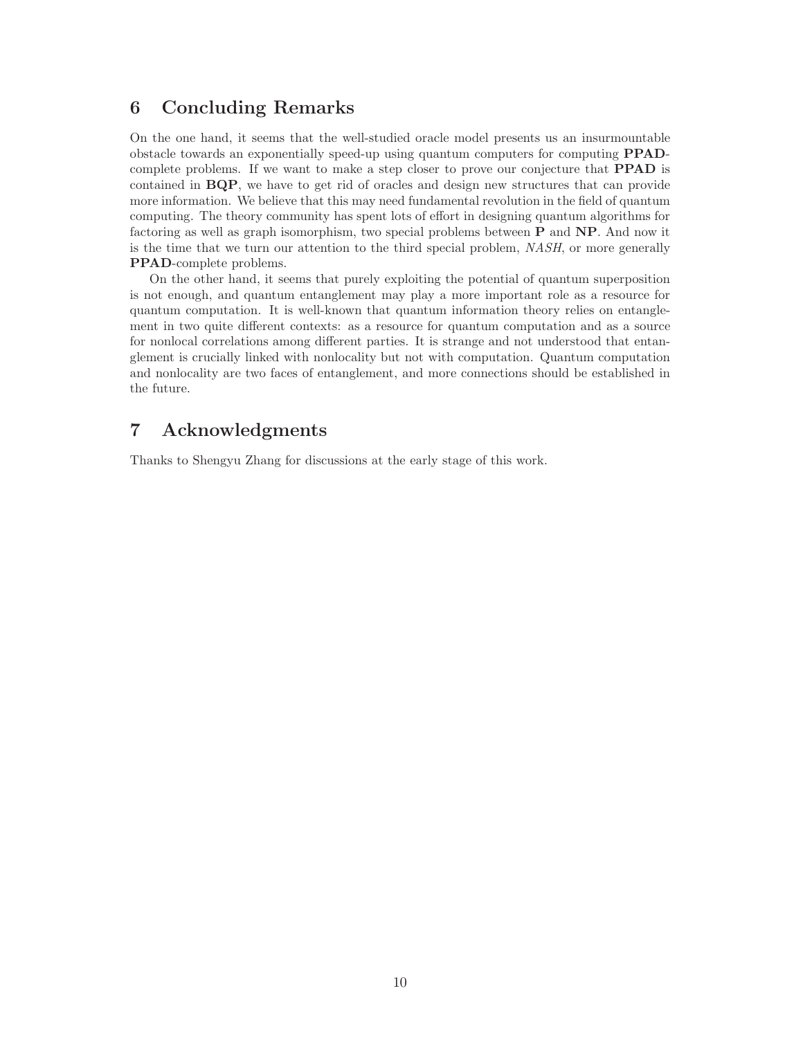## 6 Concluding Remarks

On the one hand, it seems that the well-studied oracle model presents us an insurmountable obstacle towards an exponentially speed-up using quantum computers for computing **PPAD**-complete problems. If we want to make a step closer to prove our conjecture that **PPAD** is contained in **BQP**, we have to get rid of oracles and design new structures that can provide more information. We believe that this may need fundamental revolution in the field of quantum computing. The theory community has spent lots of effort in designing quantum algorithms for factoring as well as graph isomorphism, two special problems between **P** and **NP**. And now it is the time that we turn our attention to the third special problem, *NASH*, or more generally **PPAD**-complete problems.

On the other hand, it seems that purely exploiting the potential of quantum superposition is not enough, and quantum entanglement may play a more important role as a resource for quantum computation. It is well-known that quantum information theory relies on entanglement in two quite different contexts: as a resource for quantum computation and as a source for nonlocal correlations among different parties. It is strange and not understood that entanglement is crucially linked with nonlocality but not with computation. Quantum computation and nonlocality are two faces of entanglement, and more connections should be established in the future.

## 7 Acknowledgments

Thanks to Shengyu Zhang for discussions at the early stage of this work.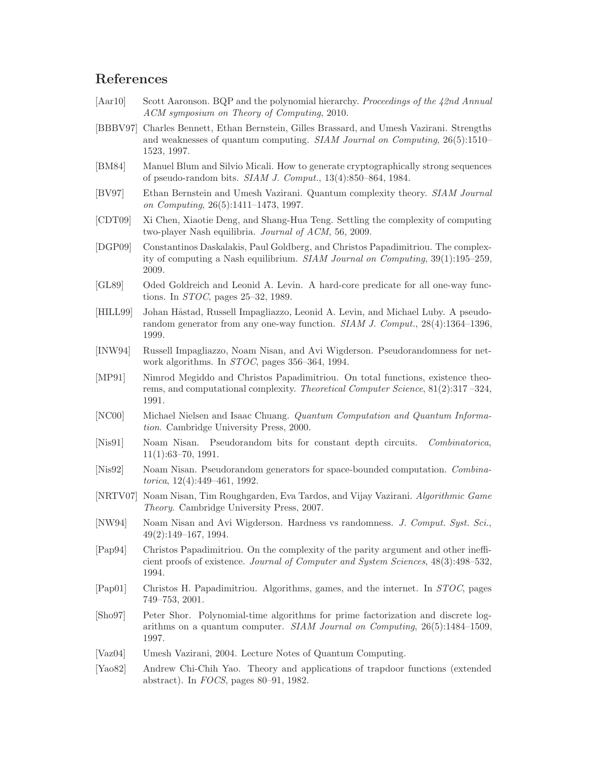## References

[Aar10] Scott Aaronson. BQP and the polynomial hierarchy. *Proceedings of the 42nd Annual ACM symposium on Theory of Computing*, 2010.

[BBBV97] Charles Bennett, Ethan Bernstein, Gilles Brassard, and Umesh Vazirani. Strengths and weaknesses of quantum computing. *SIAM Journal on Computing*, 26(5):1510–1523, 1997.

[BM84] Manuel Blum and Silvio Micali. How to generate cryptographically strong sequences of pseudo-random bits. *SIAM J. Comput.*, 13(4):850–864, 1984.

[BV97] Ethan Bernstein and Umesh Vazirani. Quantum complexity theory. *SIAM Journal on Computing*, 26(5):1411–1473, 1997.

[CDT09] Xi Chen, Xiaotie Deng, and Shang-Hua Teng. Settling the complexity of computing two-player Nash equilibria. *Journal of ACM*, 56, 2009.

[DGP09] Constantinos Daskalakis, Paul Goldberg, and Christos Papadimitriou. The complexity of computing a Nash equilibrium. *SIAM Journal on Computing*, 39(1):195–259, 2009.

[GL89] Oded Goldreich and Leonid A. Levin. A hard-core predicate for all one-way functions. In *STOC*, pages 25–32, 1989.

[HILL99] Johan Håstad, Russell Impagliazzo, Leonid A. Levin, and Michael Luby. A pseudorandom generator from any one-way function. *SIAM J. Comput.*, 28(4):1364–1396, 1999.

[INW94] Russell Impagliazzo, Noam Nisan, and Avi Wigderson. Pseudorandomness for network algorithms. In *STOC*, pages 356–364, 1994.

[MP91] Nimrod Megiddo and Christos Papadimitriou. On total functions, existence theorems, and computational complexity. *Theoretical Computer Science*, 81(2):317 –324, 1991.

[NC00] Michael Nielsen and Isaac Chuang. *Quantum Computation and Quantum Information*. Cambridge University Press, 2000.

[Nis91] Noam Nisan. Pseudorandom bits for constant depth circuits. *Combinatorica*, 11(1):63–70, 1991.

[Nis92] Noam Nisan. Pseudorandom generators for space-bounded computation. *Combinatorica*, 12(4):449–461, 1992.

[NRTV07] Noam Nisan, Tim Roughgarden, Eva Tardos, and Vijay Vazirani. *Algorithmic Game Theory*. Cambridge University Press, 2007.

[NW94] Noam Nisan and Avi Wigderson. Hardness vs randomness. *J. Comput. Syst. Sci.*, 49(2):149–167, 1994.

[Pap94] Christos Papadimitriou. On the complexity of the parity argument and other inefficient proofs of existence. *Journal of Computer and System Sciences*, 48(3):498–532, 1994.

[Pap01] Christos H. Papadimitriou. Algorithms, games, and the internet. In *STOC*, pages 749–753, 2001.

[Sho97] Peter Shor. Polynomial-time algorithms for prime factorization and discrete logarithms on a quantum computer. *SIAM Journal on Computing*, 26(5):1484–1509, 1997.

[Vaz04] Umesh Vazirani, 2004. Lecture Notes of Quantum Computing.

[Yao82] Andrew Chi-Chih Yao. Theory and applications of trapdoor functions (extended abstract). In *FOCS*, pages 80–91, 1982.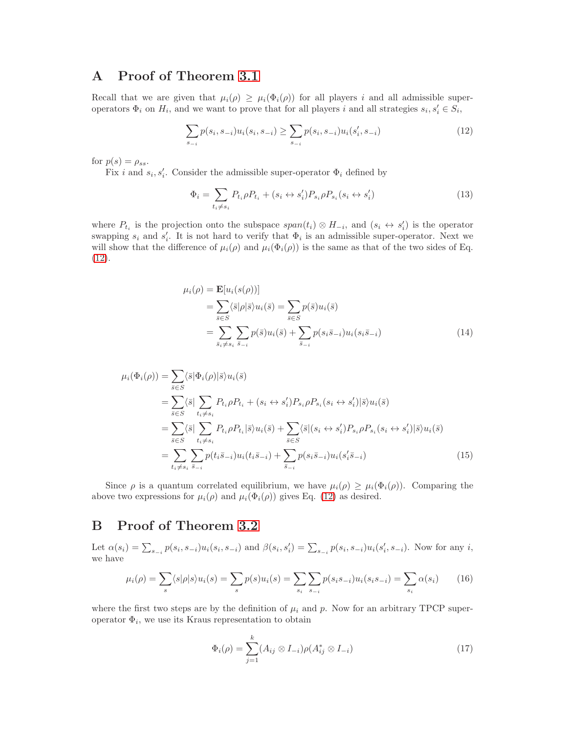# A Proof of Theorem 3.1

Recall that we are given that $\mu_i(\rho) \geq \mu_i(\Phi_i(\rho))$ for all players $i$ and all admissible super-operators $\Phi_i$ on $H_i$, and we want to prove that for all players $i$ and all strategies $s_i, s_i' \in S_i$,

$$\sum_{s_{-i}} p(s_i, s_{-i}) u_i(s_i, s_{-i}) \geq \sum_{s_{-i}} p(s_i, s_{-i}) u_i(s_i', s_{-i}) \tag{12}$$

for $p(s) = \rho_{ss}$.

Fix $i$ and $s_i, s_i'$. Consider the admissible super-operator $\Phi_i$ defined by

$$\Phi_i = \sum_{t_i \neq s_i} P_{t_i} \rho P_{t_i} + (s_i \leftrightarrow s_i') P_{s_i} \rho P_{s_i} (s_i \leftrightarrow s_i') \tag{13}$$

where $P_{t_i}$ is the projection onto the subspace $span(t_i) \otimes H_{-i}$, and $(s_i \leftrightarrow s_i')$ is the operator swapping $s_i$ and $s_i'$. It is not hard to verify that $\Phi_i$ is an admissible super-operator. Next we will show that the difference of $\mu_i(\rho)$ and $\mu_i(\Phi_i(\rho))$ is the same as that of the two sides of Eq. (12).

$$\begin{aligned}
\mu_i(\rho) &= \mathbf{E}[u_i(s(\rho))] \\
&= \sum_{\bar{s} \in S} \langle \bar{s} | \rho | \bar{s} \rangle u_i(\bar{s}) = \sum_{\bar{s} \in S} p(\bar{s}) u_i(\bar{s}) \\
&= \sum_{\bar{s}_i \neq s_i} \sum_{\bar{s}_{-i}} p(\bar{s}) u_i(\bar{s}) + \sum_{\bar{s}_{-i}} p(s_i \bar{s}_{-i}) u_i(s_i \bar{s}_{-i})
\end{aligned} \tag{14}$$

$$\begin{aligned}
\mu_i(\Phi_i(\rho)) &= \sum_{\bar{s} \in S} \langle \bar{s} | \Phi_i(\rho) | \bar{s} \rangle u_i(\bar{s}) \\
&= \sum_{\bar{s} \in S} \langle \bar{s} | \sum_{t_i \neq s_i} P_{t_i} \rho P_{t_i} + (s_i \leftrightarrow s_i') P_{s_i} \rho P_{s_i} (s_i \leftrightarrow s_i') | \bar{s} \rangle u_i(\bar{s}) \\
&= \sum_{\bar{s} \in S} \langle \bar{s} | \sum_{t_i \neq s_i} P_{t_i} \rho P_{t_i} | \bar{s} \rangle u_i(\bar{s}) + \sum_{\bar{s} \in S} \langle \bar{s} | (s_i \leftrightarrow s_i') P_{s_i} \rho P_{s_i} (s_i \leftrightarrow s_i') | \bar{s} \rangle u_i(\bar{s}) \\
&= \sum_{t_i \neq s_i} \sum_{\bar{s}_{-i}} p(t_i \bar{s}_{-i}) u_i(t_i \bar{s}_{-i}) + \sum_{\bar{s}_{-i}} p(s_i \bar{s}_{-i}) u_i(s_i' \bar{s}_{-i})
\end{aligned} \tag{15}$$

Since $\rho$ is a quantum correlated equilibrium, we have $\mu_i(\rho) \geq \mu_i(\Phi_i(\rho))$. Comparing the above two expressions for $\mu_i(\rho)$ and $\mu_i(\Phi_i(\rho))$ gives Eq. (12) as desired.

# B Proof of Theorem 3.2

Let $\alpha(s_i) = \sum_{s_{-i}} p(s_i, s_{-i}) u_i(s_i, s_{-i})$ and $\beta(s_i, s_i') = \sum_{s_{-i}} p(s_i, s_{-i}) u_i(s_i', s_{-i})$. Now for any $i$, we have

$$\mu_i(\rho) = \sum_s \langle s | \rho | s \rangle u_i(s) = \sum_s p(s) u_i(s) = \sum_{s_i} \sum_{s_{-i}} p(s_i s_{-i}) u_i(s_i s_{-i}) = \sum_{s_i} \alpha(s_i) \tag{16}$$

where the first two steps are by the definition of $\mu_i$ and $p$. Now for an arbitrary TPCP super-operator $\Phi_i$, we use its Kraus representation to obtain

$$\Phi_i(\rho) = \sum_{j=1}^{k} (A_{ij} \otimes I_{-i}) \rho (A_{ij}^* \otimes I_{-i}) \tag{17}$$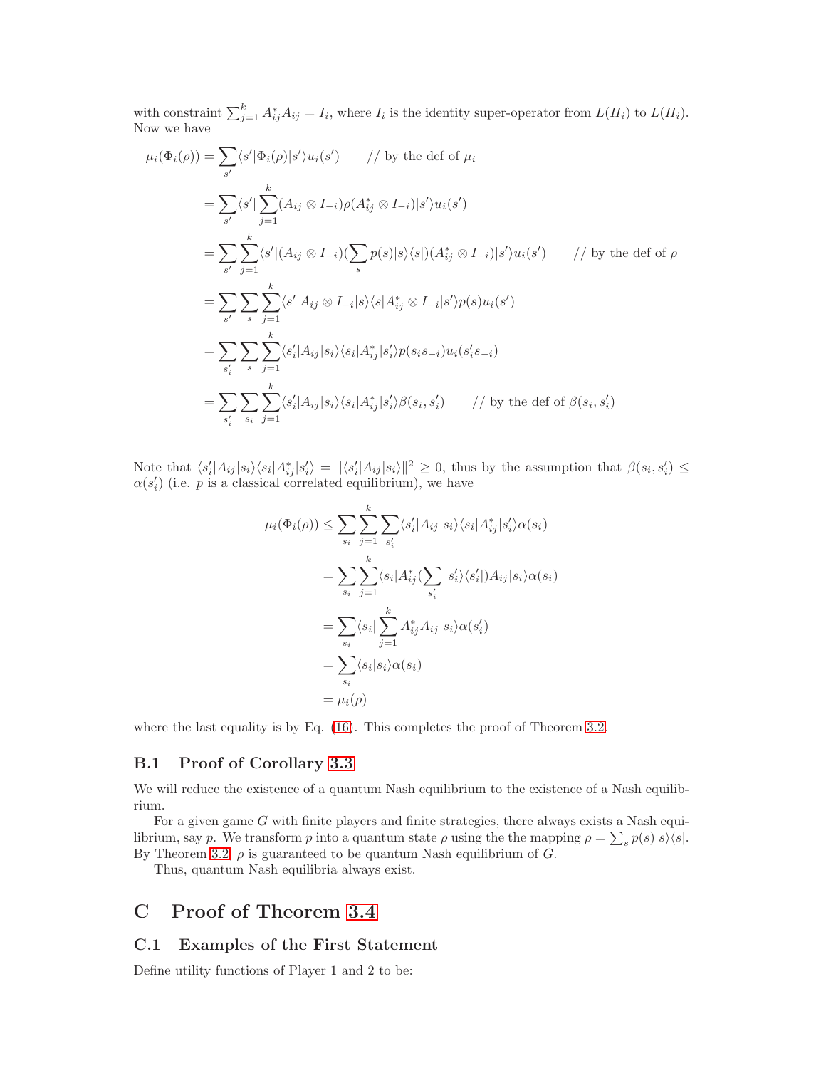with constraint $\sum_{j=1}^{k} A_{ij}^* A_{ij} = I_i$, where $I_i$ is the identity super-operator from $L(H_i)$ to $L(H_i)$. Now we have

$$
\begin{aligned}
\mu_i(\Phi_i(\rho)) &= \sum_{s'} \langle s'|\Phi_i(\rho)|s'\rangle u_i(s') \qquad \text{// by the def of } \mu_i \\
&= \sum_{s'} \langle s'| \sum_{j=1}^{k} (A_{ij} \otimes I_{-i})\rho(A_{ij}^* \otimes I_{-i})|s'\rangle u_i(s') \\
&= \sum_{s'} \sum_{j=1}^{k} \langle s'|(A_{ij} \otimes I_{-i})(\sum_{s} p(s)|s\rangle\langle s|)(A_{ij}^* \otimes I_{-i})|s'\rangle u_i(s') \qquad \text{// by the def of } \rho \\
&= \sum_{s'} \sum_{s} \sum_{j=1}^{k} \langle s'|A_{ij} \otimes I_{-i}|s\rangle\langle s|A_{ij}^* \otimes I_{-i}|s'\rangle p(s) u_i(s') \\
&= \sum_{s_i'} \sum_{s} \sum_{j=1}^{k} \langle s_i'|A_{ij}|s_i\rangle\langle s_i|A_{ij}^*|s_i'\rangle p(s_i s_{-i}) u_i(s_i' s_{-i}) \\
&= \sum_{s_i'} \sum_{s_i} \sum_{j=1}^{k} \langle s_i'|A_{ij}|s_i\rangle\langle s_i|A_{ij}^*|s_i'\rangle \beta(s_i, s_i') \qquad \text{// by the def of } \beta(s_i, s_i')
\end{aligned}
$$

Note that $\langle s_i'|A_{ij}|s_i\rangle\langle s_i|A_{ij}^*|s_i'\rangle = \|\langle s_i'|A_{ij}|s_i\rangle\|^2 \geq 0$, thus by the assumption that $\beta(s_i, s_i') \leq \alpha(s_i')$ (i.e. $p$ is a classical correlated equilibrium), we have

$$
\begin{aligned}
\mu_i(\Phi_i(\rho)) &\leq \sum_{s_i} \sum_{j=1}^{k} \sum_{s_i'} \langle s_i'|A_{ij}|s_i\rangle\langle s_i|A_{ij}^*|s_i'\rangle \alpha(s_i) \\
&= \sum_{s_i} \sum_{j=1}^{k} \langle s_i|A_{ij}^* (\sum_{s_i'} |s_i'\rangle\langle s_i'|) A_{ij}|s_i\rangle \alpha(s_i) \\
&= \sum_{s_i} \langle s_i| \sum_{j=1}^{k} A_{ij}^* A_{ij}|s_i\rangle \alpha(s_i') \\
&= \sum_{s_i} \langle s_i|s_i\rangle \alpha(s_i) \\
&= \mu_i(\rho)
\end{aligned}
$$

where the last equality is by Eq. (16). This completes the proof of Theorem 3.2.

### B.1 Proof of Corollary 3.3

We will reduce the existence of a quantum Nash equilibrium to the existence of a Nash equilibrium.

For a given game $G$ with finite players and finite strategies, there always exists a Nash equilibrium, say $p$. We transform $p$ into a quantum state $\rho$ using the the mapping $\rho = \sum_s p(s)|s\rangle\langle s|$. By Theorem 3.2, $\rho$ is guaranteed to be quantum Nash equilibrium of $G$.

Thus, quantum Nash equilibria always exist.

## C Proof of Theorem 3.4

### C.1 Examples of the First Statement

Define utility functions of Player 1 and 2 to be: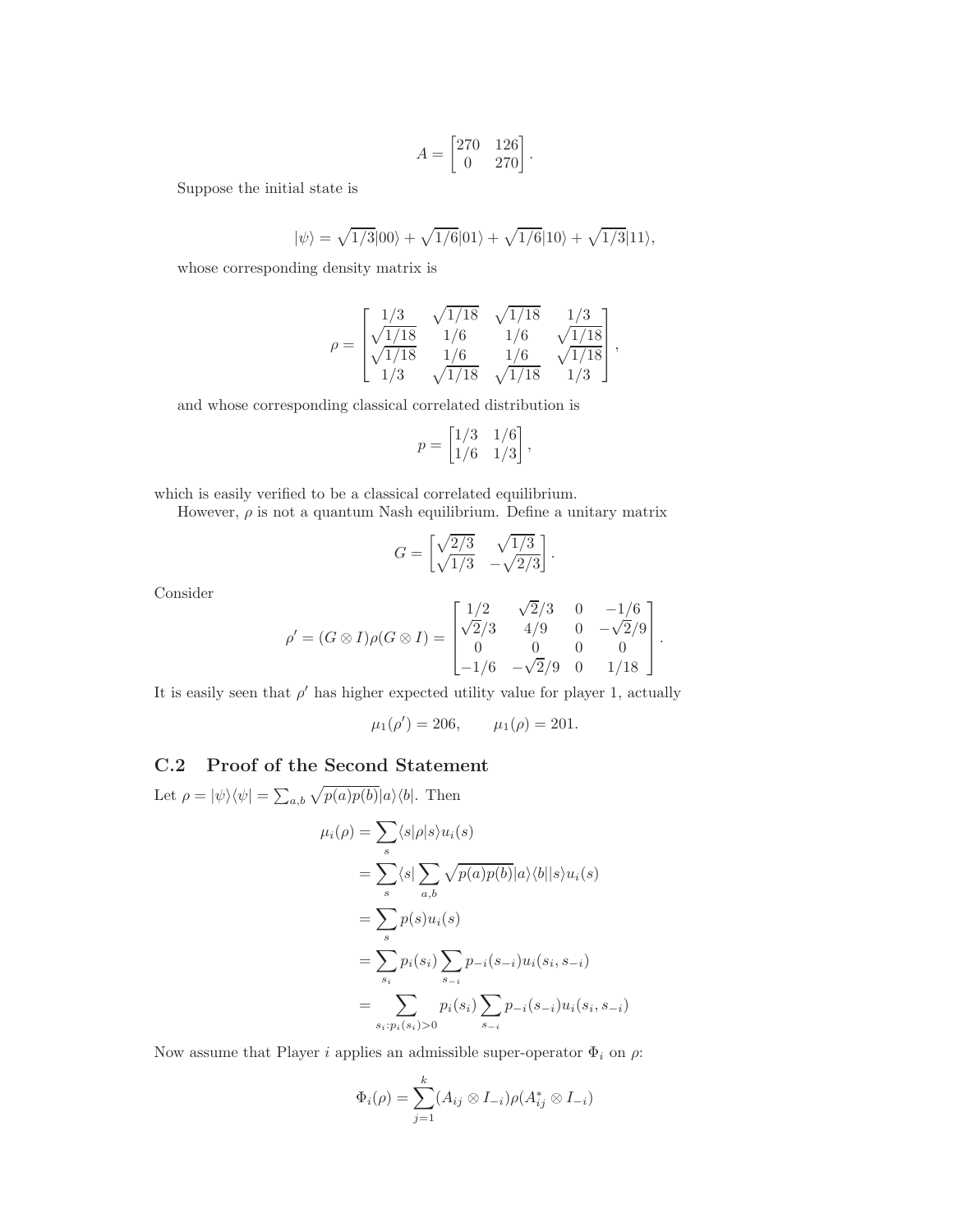$$A = \begin{bmatrix} 270 & 126 \\ 0 & 270 \end{bmatrix}.$$

Suppose the initial state is

$$|\psi\rangle = \sqrt{1/3}|00\rangle + \sqrt{1/6}|01\rangle + \sqrt{1/6}|10\rangle + \sqrt{1/3}|11\rangle,$$

whose corresponding density matrix is

$$\rho = \begin{bmatrix} 1/3 & \sqrt{1/18} & \sqrt{1/18} & 1/3 \\ \sqrt{1/18} & 1/6 & 1/6 & \sqrt{1/18} \\ \sqrt{1/18} & 1/6 & 1/6 & \sqrt{1/18} \\ 1/3 & \sqrt{1/18} & \sqrt{1/18} & 1/3 \end{bmatrix},$$

and whose corresponding classical correlated distribution is

$$p = \begin{bmatrix} 1/3 & 1/6 \\ 1/6 & 1/3 \end{bmatrix},$$

which is easily verified to be a classical correlated equilibrium.

However, $\rho$ is not a quantum Nash equilibrium. Define a unitary matrix

$$G = \begin{bmatrix} \sqrt{2/3} & \sqrt{1/3} \\ \sqrt{1/3} & -\sqrt{2/3} \end{bmatrix}.$$

Consider

$$\rho' = (G \otimes I)\rho(G \otimes I) = \begin{bmatrix} 1/2 & \sqrt{2}/3 & 0 & -1/6 \\ \sqrt{2}/3 & 4/9 & 0 & -\sqrt{2}/9 \\ 0 & 0 & 0 & 0 \\ -1/6 & -\sqrt{2}/9 & 0 & 1/18 \end{bmatrix}.$$

It is easily seen that $\rho'$ has higher expected utility value for player 1, actually

$$\mu_1(\rho') = 206, \qquad \mu_1(\rho) = 201.$$

## C.2 Proof of the Second Statement

Let $\rho = |\psi\rangle\langle\psi| = \sum_{a,b} \sqrt{p(a)p(b)}|a\rangle\langle b|$. Then

$$\begin{aligned}
\mu_i(\rho) &= \sum_s \langle s|\rho|s\rangle u_i(s) \\
&= \sum_s \langle s| \sum_{a,b} \sqrt{p(a)p(b)}|a\rangle\langle b||s\rangle u_i(s) \\
&= \sum_s p(s)u_i(s) \\
&= \sum_{s_i} p_i(s_i) \sum_{s_{-i}} p_{-i}(s_{-i})u_i(s_i, s_{-i}) \\
&= \sum_{s_i : p_i(s_i) > 0} p_i(s_i) \sum_{s_{-i}} p_{-i}(s_{-i})u_i(s_i, s_{-i})
\end{aligned}$$

Now assume that Player $i$ applies an admissible super-operator $\Phi_i$ on $\rho$:

$$\Phi_i(\rho) = \sum_{j=1}^{k} (A_{ij} \otimes I_{-i})\rho(A_{ij}^* \otimes I_{-i})$$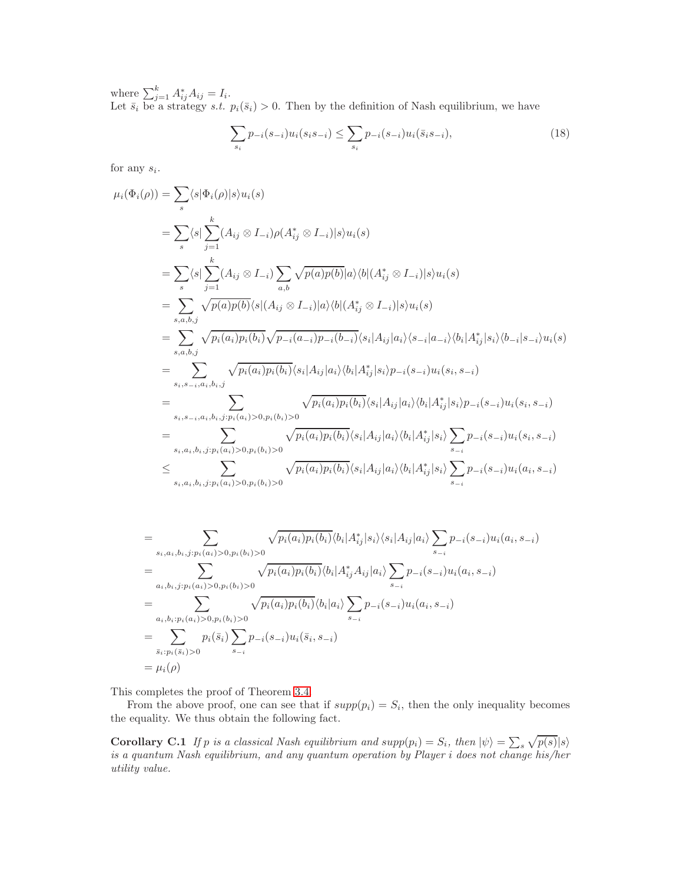where $\sum_{j=1}^{k} A_{ij}^* A_{ij} = I_i$.
Let $\bar{s}_i$ be a strategy *s.t.* $p_i(\bar{s}_i) > 0$. Then by the definition of Nash equilibrium, we have

$$\sum_{s_i} p_{-i}(s_{-i}) u_i(s_i s_{-i}) \leq \sum_{s_i} p_{-i}(s_{-i}) u_i(\bar{s}_i s_{-i}), \tag{18}$$

for any $s_i$.

$$\begin{aligned}
\mu_i(\Phi_i(\rho)) &= \sum_s \langle s | \Phi_i(\rho) | s \rangle u_i(s) \\
&= \sum_s \langle s | \sum_{j=1}^{k} (A_{ij} \otimes I_{-i}) \rho (A_{ij}^* \otimes I_{-i}) | s \rangle u_i(s) \\
&= \sum_s \langle s | \sum_{j=1}^{k} (A_{ij} \otimes I_{-i}) \sum_{a,b} \sqrt{p(a)p(b)} |a\rangle\langle b| (A_{ij}^* \otimes I_{-i}) | s \rangle u_i(s) \\
&= \sum_{s,a,b,j} \sqrt{p(a)p(b)} \langle s | (A_{ij} \otimes I_{-i}) | a \rangle \langle b | (A_{ij}^* \otimes I_{-i}) | s \rangle u_i(s) \\
&= \sum_{s,a,b,j} \sqrt{p_i(a_i)p_i(b_i)} \sqrt{p_{-i}(a_{-i})p_{-i}(b_{-i})} \langle s_i | A_{ij} | a_i \rangle \langle s_{-i} | a_{-i} \rangle \langle b_i | A_{ij}^* | s_i \rangle \langle b_{-i} | s_{-i} \rangle u_i(s) \\
&= \sum_{s_i, s_{-i}, a_i, b_i, j} \sqrt{p_i(a_i)p_i(b_i)} \langle s_i | A_{ij} | a_i \rangle \langle b_i | A_{ij}^* | s_i \rangle p_{-i}(s_{-i}) u_i(s_i, s_{-i}) \\
&= \sum_{s_i, s_{-i}, a_i, b_i, j : p_i(a_i) > 0, p_i(b_i) > 0} \sqrt{p_i(a_i)p_i(b_i)} \langle s_i | A_{ij} | a_i \rangle \langle b_i | A_{ij}^* | s_i \rangle p_{-i}(s_{-i}) u_i(s_i, s_{-i}) \\
&= \sum_{s_i, a_i, b_i, j : p_i(a_i) > 0, p_i(b_i) > 0} \sqrt{p_i(a_i)p_i(b_i)} \langle s_i | A_{ij} | a_i \rangle \langle b_i | A_{ij}^* | s_i \rangle \sum_{s_{-i}} p_{-i}(s_{-i}) u_i(s_i, s_{-i}) \\
&\leq \sum_{s_i, a_i, b_i, j : p_i(a_i) > 0, p_i(b_i) > 0} \sqrt{p_i(a_i)p_i(b_i)} \langle s_i | A_{ij} | a_i \rangle \langle b_i | A_{ij}^* | s_i \rangle \sum_{s_{-i}} p_{-i}(s_{-i}) u_i(a_i, s_{-i})
\end{aligned}$$

$$\begin{aligned}
&= \sum_{s_i, a_i, b_i, j : p_i(a_i) > 0, p_i(b_i) > 0} \sqrt{p_i(a_i)p_i(b_i)} \langle b_i | A_{ij}^* | s_i \rangle \langle s_i | A_{ij} | a_i \rangle \sum_{s_{-i}} p_{-i}(s_{-i}) u_i(a_i, s_{-i}) \\
&= \sum_{a_i, b_i, j : p_i(a_i) > 0, p_i(b_i) > 0} \sqrt{p_i(a_i)p_i(b_i)} \langle b_i | A_{ij}^* A_{ij} | a_i \rangle \sum_{s_{-i}} p_{-i}(s_{-i}) u_i(a_i, s_{-i}) \\
&= \sum_{a_i, b_i : p_i(a_i) > 0, p_i(b_i) > 0} \sqrt{p_i(a_i)p_i(b_i)} \langle b_i | a_i \rangle \sum_{s_{-i}} p_{-i}(s_{-i}) u_i(a_i, s_{-i}) \\
&= \sum_{\bar{s}_i : p_i(\bar{s}_i) > 0} p_i(\bar{s}_i) \sum_{s_{-i}} p_{-i}(s_{-i}) u_i(\bar{s}_i, s_{-i}) \\
&= \mu_i(\rho)
\end{aligned}$$

This completes the proof of Theorem 3.4.

From the above proof, one can see that if $supp(p_i) = S_i$, then the only inequality becomes the equality. We thus obtain the following fact.

**Corollary C.1** *If $p$ is a classical Nash equilibrium and $supp(p_i) = S_i$, then $|\psi\rangle = \sum_s \sqrt{p(s)} |s\rangle$ is a quantum Nash equilibrium, and any quantum operation by Player $i$ does not change his/her utility value.*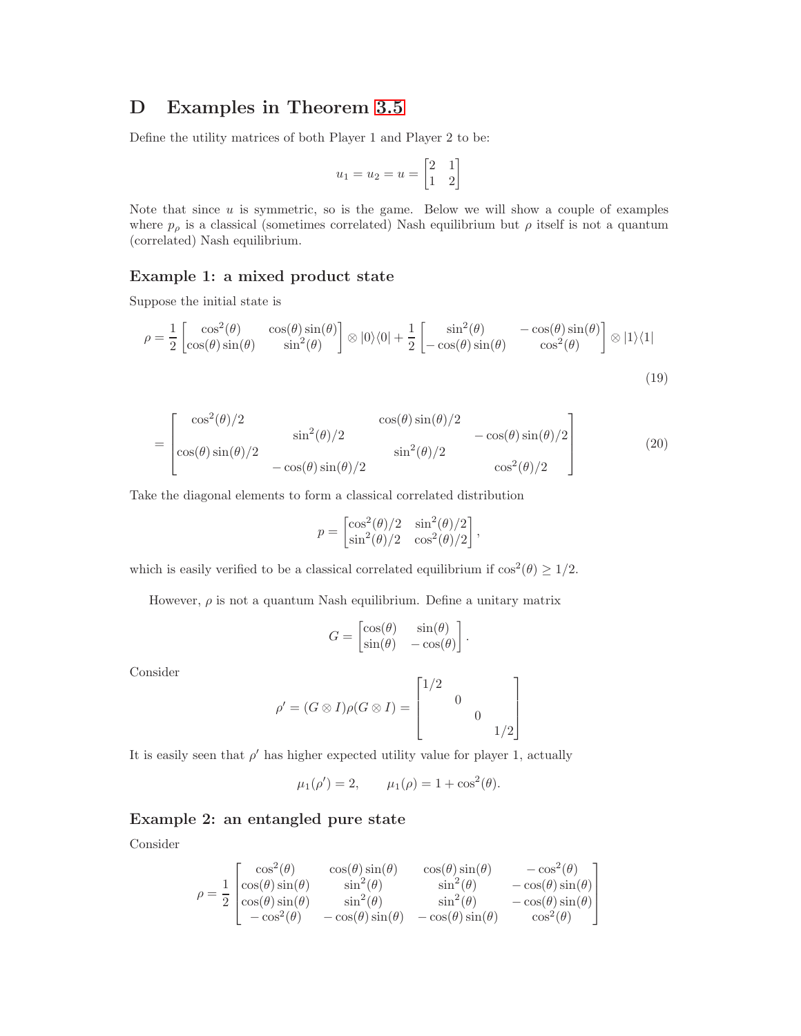# D Examples in Theorem 3.5

Define the utility matrices of both Player 1 and Player 2 to be:

$$u_1 = u_2 = u = \begin{bmatrix} 2 & 1 \\ 1 & 2 \end{bmatrix}$$

Note that since $u$ is symmetric, so is the game. Below we will show a couple of examples where $p_\rho$ is a classical (sometimes correlated) Nash equilibrium but $\rho$ itself is not a quantum (correlated) Nash equilibrium.

### Example 1: a mixed product state

Suppose the initial state is

$$\rho = \frac{1}{2}\begin{bmatrix} \cos^2(\theta) & \cos(\theta)\sin(\theta) \\ \cos(\theta)\sin(\theta) & \sin^2(\theta) \end{bmatrix} \otimes |0\rangle\langle 0| + \frac{1}{2}\begin{bmatrix} \sin^2(\theta) & -\cos(\theta)\sin(\theta) \\ -\cos(\theta)\sin(\theta) & \cos^2(\theta) \end{bmatrix} \otimes |1\rangle\langle 1| \tag{19}$$

$$= \begin{bmatrix} \cos^2(\theta)/2 & & \cos(\theta)\sin(\theta)/2 & \\ & \sin^2(\theta)/2 & & -\cos(\theta)\sin(\theta)/2 \\ \cos(\theta)\sin(\theta)/2 & & \sin^2(\theta)/2 & \\ & -\cos(\theta)\sin(\theta)/2 & & \cos^2(\theta)/2 \end{bmatrix} \tag{20}$$

Take the diagonal elements to form a classical correlated distribution

$$p = \begin{bmatrix} \cos^2(\theta)/2 & \sin^2(\theta)/2 \\ \sin^2(\theta)/2 & \cos^2(\theta)/2 \end{bmatrix},$$

which is easily verified to be a classical correlated equilibrium if $\cos^2(\theta) \geq 1/2$.

However, $\rho$ is not a quantum Nash equilibrium. Define a unitary matrix

$$G = \begin{bmatrix} \cos(\theta) & \sin(\theta) \\ \sin(\theta) & -\cos(\theta) \end{bmatrix}.$$

Consider

$$\rho' = (G \otimes I)\rho(G \otimes I) = \begin{bmatrix} 1/2 & & & \\ & 0 & & \\ & & 0 & \\ & & & 1/2 \end{bmatrix}$$

It is easily seen that $\rho'$ has higher expected utility value for player 1, actually

$$\mu_1(\rho') = 2, \qquad \mu_1(\rho) = 1 + \cos^2(\theta).$$

### Example 2: an entangled pure state

Consider

$$\rho = \frac{1}{2}\begin{bmatrix} \cos^2(\theta) & \cos(\theta)\sin(\theta) & \cos(\theta)\sin(\theta) & -\cos^2(\theta) \\ \cos(\theta)\sin(\theta) & \sin^2(\theta) & \sin^2(\theta) & -\cos(\theta)\sin(\theta) \\ \cos(\theta)\sin(\theta) & \sin^2(\theta) & \sin^2(\theta) & -\cos(\theta)\sin(\theta) \\ -\cos^2(\theta) & -\cos(\theta)\sin(\theta) & -\cos(\theta)\sin(\theta) & \cos^2(\theta) \end{bmatrix}$$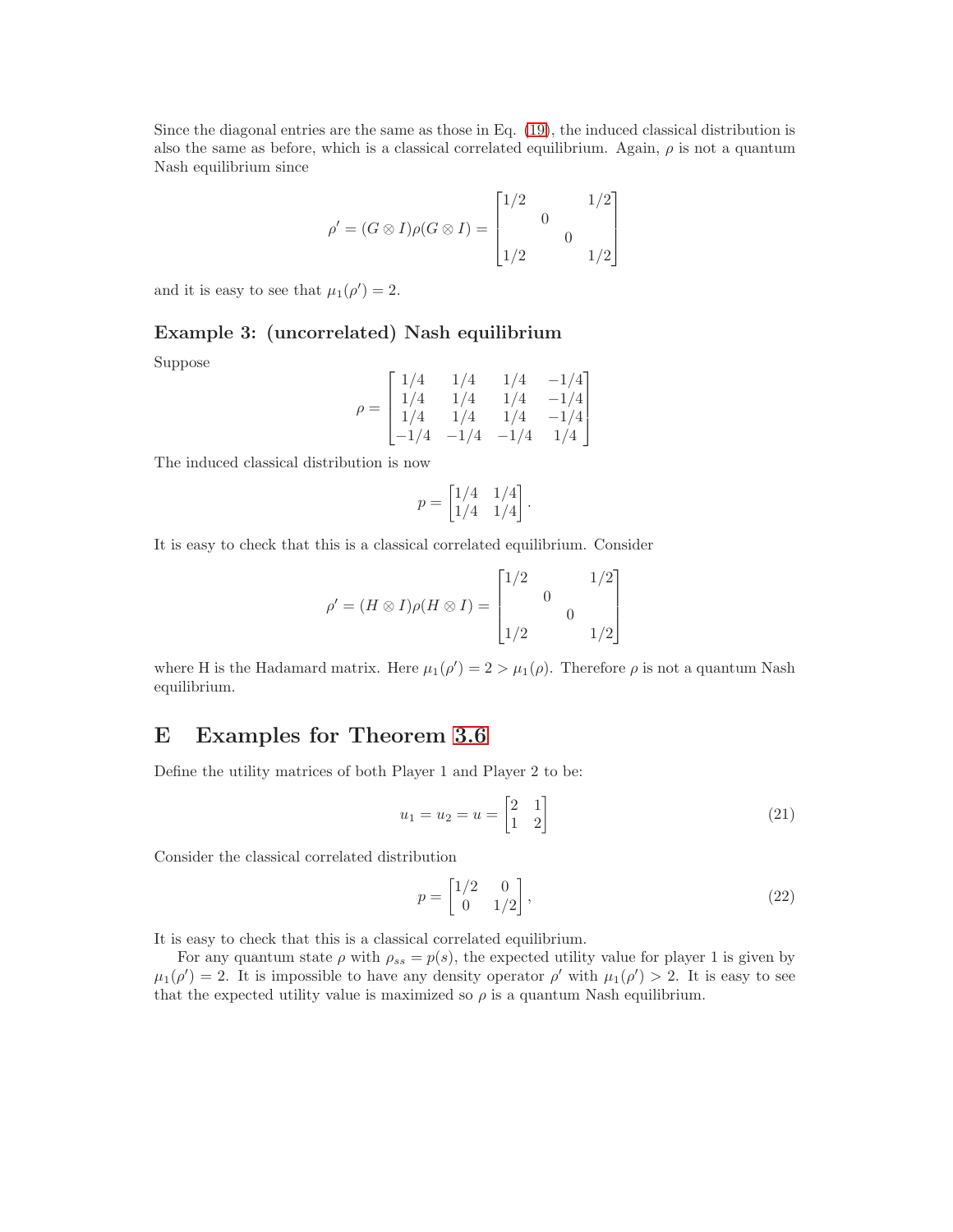Since the diagonal entries are the same as those in Eq. (19), the induced classical distribution is also the same as before, which is a classical correlated equilibrium. Again, $\rho$ is not a quantum Nash equilibrium since

$$\rho' = (G \otimes I)\rho(G \otimes I) = \begin{bmatrix} 1/2 & & & 1/2 \\ & 0 & & \\ & & 0 & \\ 1/2 & & & 1/2 \end{bmatrix}$$

and it is easy to see that $\mu_1(\rho') = 2$.

### Example 3: (uncorrelated) Nash equilibrium

Suppose

$$\rho = \begin{bmatrix} 1/4 & 1/4 & 1/4 & -1/4 \\ 1/4 & 1/4 & 1/4 & -1/4 \\ 1/4 & 1/4 & 1/4 & -1/4 \\ -1/4 & -1/4 & -1/4 & 1/4 \end{bmatrix}$$

The induced classical distribution is now

$$p = \begin{bmatrix} 1/4 & 1/4 \\ 1/4 & 1/4 \end{bmatrix}.$$

It is easy to check that this is a classical correlated equilibrium. Consider

$$\rho' = (H \otimes I)\rho(H \otimes I) = \begin{bmatrix} 1/2 & & & 1/2 \\ & 0 & & \\ & & 0 & \\ 1/2 & & & 1/2 \end{bmatrix}$$

where H is the Hadamard matrix. Here $\mu_1(\rho') = 2 > \mu_1(\rho)$. Therefore $\rho$ is not a quantum Nash equilibrium.

## E Examples for Theorem 3.6

Define the utility matrices of both Player 1 and Player 2 to be:

$$u_1 = u_2 = u = \begin{bmatrix} 2 & 1 \\ 1 & 2 \end{bmatrix} \tag{21}$$

Consider the classical correlated distribution

$$p = \begin{bmatrix} 1/2 & 0 \\ 0 & 1/2 \end{bmatrix}, \tag{22}$$

It is easy to check that this is a classical correlated equilibrium.

For any quantum state $\rho$ with $\rho_{ss} = p(s)$, the expected utility value for player 1 is given by $\mu_1(\rho') = 2$. It is impossible to have any density operator $\rho'$ with $\mu_1(\rho') > 2$. It is easy to see that the expected utility value is maximized so $\rho$ is a quantum Nash equilibrium.